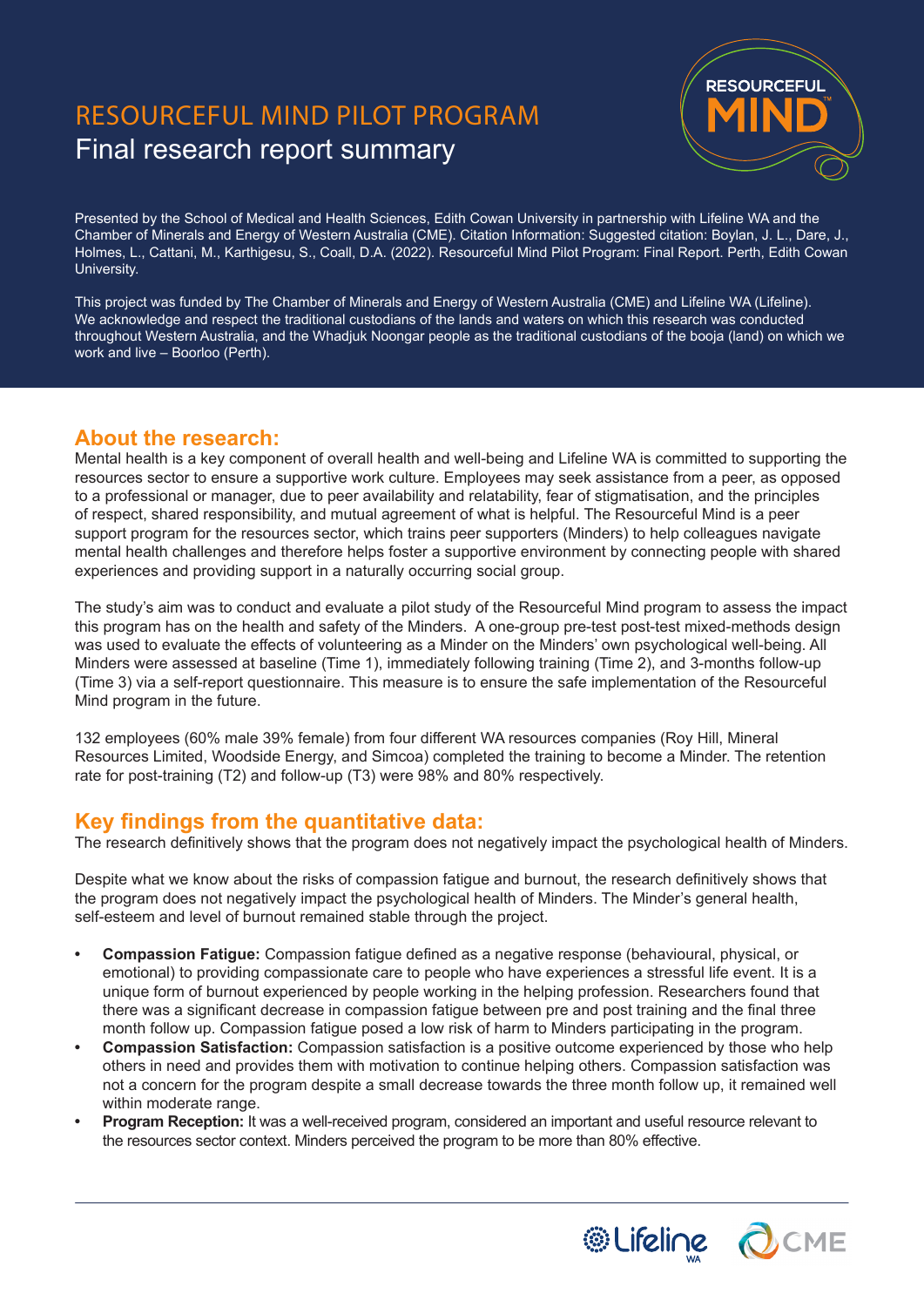# RESOURCEFUL MIND PILOT PROGRAM

## Final research report summary

Presented by the School of Medical and Health Sciences, Edith Cowan University in partnership with Lifeline WA and the Chamber of Minerals and Energy of Western Australia (CME). Citation Information: Suggested citation: Boylan, J. L., Dare, J., Holmes, L., Cattani, M., Karthigesu, S., Coall, D.A. (2022). Resourceful Mind Pilot Program: Final Report. Perth, Edith Cowan University.

This project was funded by The Chamber of Minerals and Energy of Western Australia (CME) and Lifeline WA (Lifeline). We acknowledge and respect the traditional custodians of the lands and waters on which this research was conducted throughout Western Australia, and the Whadjuk Noongar people as the traditional custodians of the booja (land) on which we work and live – Boorloo (Perth).

## About the research:

Mental health is a key component of overall health and well-being and Lifeline WA is committed to supporting the resources sector to ensure a supportive work culture. Employees may seek assistance from a peer, as opposed to a professional or manager, due to peer availability and relatability, fear of stigmatisation, and the principles of respect, shared responsibility, and mutual agreement of what is helpful. The Resourceful Mind is a peer support program for the resources sector, which trains peer supporters (Minders) to help colleagues navigate mental health challenges and therefore helps foster a supportive environment by connecting people with shared experiences and providing support in a naturally occurring social group.

The study's aim was to conduct and evaluate a pilot study of the Resourceful Mind program to assess the impact this program has on the health and safety of the Minders. A one-group pre-test post-test mixed-methods design was used to evaluate the effects of volunteering as a Minder on the Minders' own psychological well-being. All Minders were assessed at baseline (Time 1), immediately following training (Time 2), and 3-months follow-up (Time 3) via a self-report questionnaire. This measure is to ensure the safe implementation of the Resourceful Mind program in the future.

132 employees (60% male 39% female) from four different WA resources companies (Roy Hill, Mineral Resources Limited, Woodside Energy, and Simcoa) completed the training to become a Minder. The retention rate for post-training (T2) and follow-up (T3) were 98% and 80% respectively.

## Key findings from the quantitative data:

The research definitively shows that the program does not negatively impact the psychological health of Minders.

Despite what we know about the risks of compassion fatigue and burnout, the research definitively shows that the program does not negatively impact the psychological health of Minders. The Minder's general health, self-esteem and level of burnout remained stable through the project.

- **Compassion Fatigue:** Compassion fatigue defined as a negative response (behavioural, physical, or emotional) to providing compassionate care to people who have experiences a stressful life event. It is a unique form of burnout experienced by people working in the helping profession. Researchers found that there was a significant decrease in compassion fatigue between pre and post training and the final three month follow up. Compassion fatigue posed a low risk of harm to Minders participating in the program.
- **Compassion Satisfaction:** Compassion satisfaction is a positive outcome experienced by those who help others in need and provides them with motivation to continue helping others. Compassion satisfaction was not a concern for the program despite a small decrease towards the three month follow up, it remained well within moderate range.
- **Program Reception:** It was a well-received program, considered an important and useful resource relevant to the resources sector context. Minders perceived the program to be more than 80% effective.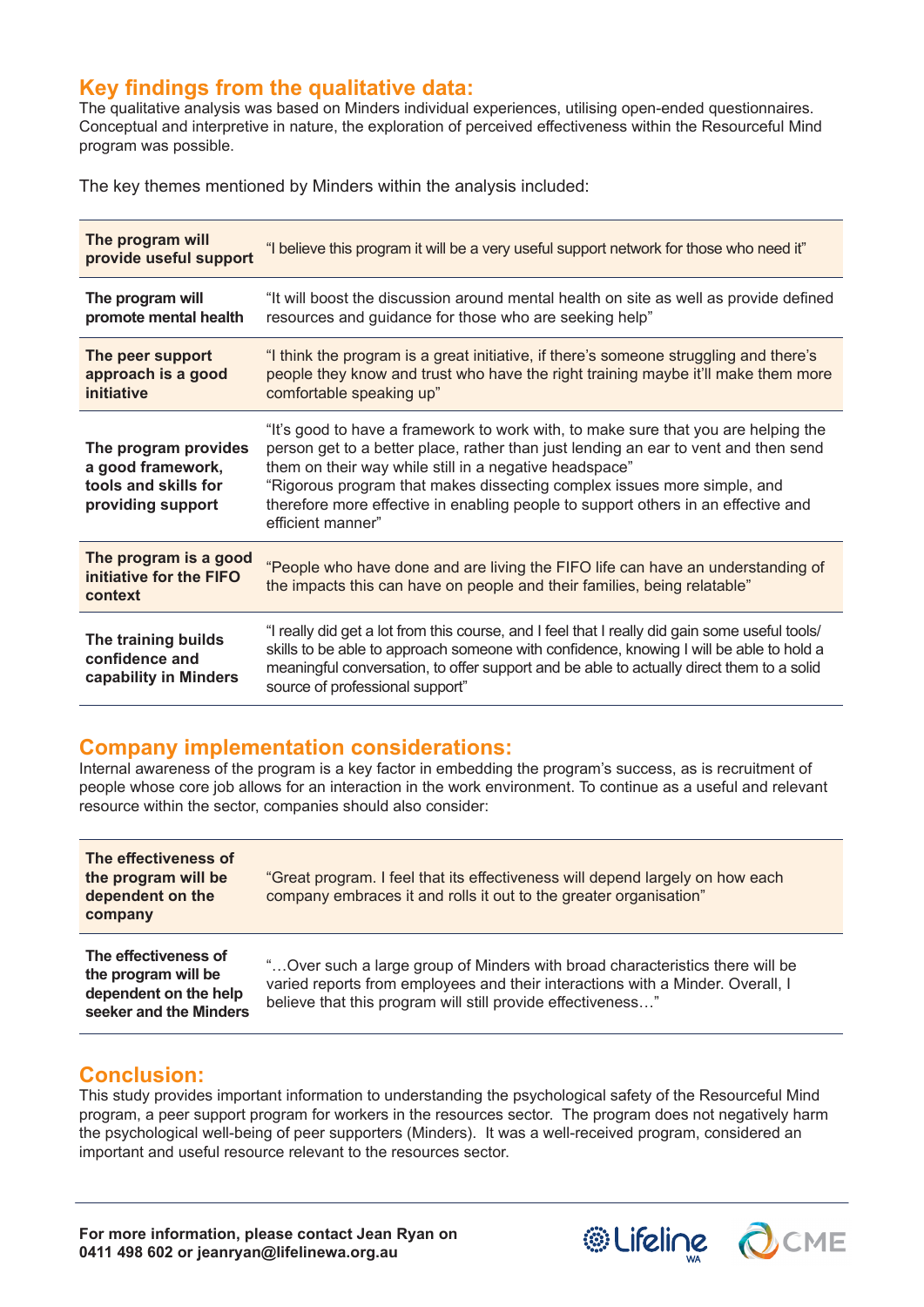## Key findings from the qualitative data:

The qualitative analysis was based on Minders individual experiences, utilising open-ended questionnaires. Conceptual and interpretive in nature, the exploration of perceived effectiveness within the Resourceful Mind program was possible.

The key themes mentioned by Minders within the analysis included:

| | |
|---|---|
| **The program will provide useful support** | "I believe this program it will be a very useful support network for those who need it" |
| **The program will promote mental health** | "It will boost the discussion around mental health on site as well as provide defined resources and guidance for those who are seeking help" |
| **The peer support approach is a good initiative** | "I think the program is a great initiative, if there's someone struggling and there's people they know and trust who have the right training maybe it'll make them more comfortable speaking up" |
| **The program provides a good framework, tools and skills for providing support** | "It's good to have a framework to work with, to make sure that you are helping the person get to a better place, rather than just lending an ear to vent and then send them on their way while still in a negative headspace" "Rigorous program that makes dissecting complex issues more simple, and therefore more effective in enabling people to support others in an effective and efficient manner" |
| **The program is a good initiative for the FIFO context** | "People who have done and are living the FIFO life can have an understanding of the impacts this can have on people and their families, being relatable" |
| **The training builds confidence and capability in Minders** | "I really did get a lot from this course, and I feel that I really did gain some useful tools/ skills to be able to approach someone with confidence, knowing I will be able to hold a meaningful conversation, to offer support and be able to actually direct them to a solid source of professional support" |

## Company implementation considerations:

Internal awareness of the program is a key factor in embedding the program's success, as is recruitment of people whose core job allows for an interaction in the work environment. To continue as a useful and relevant resource within the sector, companies should also consider:

| | |
|---|---|
| **The effectiveness of the program will be dependent on the company** | "Great program. I feel that its effectiveness will depend largely on how each company embraces it and rolls it out to the greater organisation" |
| **The effectiveness of the program will be dependent on the help seeker and the Minders** | "…Over such a large group of Minders with broad characteristics there will be varied reports from employees and their interactions with a Minder. Overall, I believe that this program will still provide effectiveness…" |

## Conclusion:

This study provides important information to understanding the psychological safety of the Resourceful Mind program, a peer support program for workers in the resources sector. The program does not negatively harm the psychological well-being of peer supporters (Minders). It was a well-received program, considered an important and useful resource relevant to the resources sector.

**For more information, please contact Jean Ryan on 0411 498 602 or jeanryan@lifelinewa.org.au**

Lifeline WA

CME